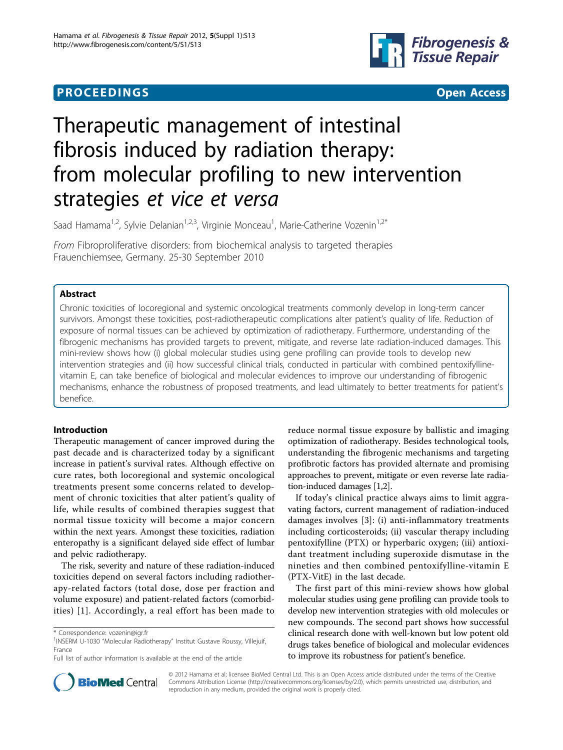**PROCEEDINGS** **Open Access**

# Therapeutic management of intestinal fibrosis induced by radiation therapy: from molecular profiling to new intervention strategies *et vice et versa*

Saad Hamama[1,2], Sylvie Delanian[1,2,3], Virginie Monceau[1], Marie-Catherine Vozenin[1,2*]

*From* Fibroproliferative disorders: from biochemical analysis to targeted therapies
Frauenchiemsee, Germany. 25-30 September 2010

## Abstract

Chronic toxicities of locoregional and systemic oncological treatments commonly develop in long-term cancer survivors. Amongst these toxicities, post-radiotherapeutic complications alter patient's quality of life. Reduction of exposure of normal tissues can be achieved by optimization of radiotherapy. Furthermore, understanding of the fibrogenic mechanisms has provided targets to prevent, mitigate, and reverse late radiation-induced damages. This mini-review shows how (i) global molecular studies using gene profiling can provide tools to develop new intervention strategies and (ii) how successful clinical trials, conducted in particular with combined pentoxifylline-vitamin E, can take benefice of biological and molecular evidences to improve our understanding of fibrogenic mechanisms, enhance the robustness of proposed treatments, and lead ultimately to better treatments for patient's benefice.

## Introduction

Therapeutic management of cancer improved during the past decade and is characterized today by a significant increase in patient's survival rates. Although effective on cure rates, both locoregional and systemic oncological treatments present some concerns related to development of chronic toxicities that alter patient's quality of life, while results of combined therapies suggest that normal tissue toxicity will become a major concern within the next years. Amongst these toxicities, radiation enteropathy is a significant delayed side effect of lumbar and pelvic radiotherapy.

The risk, severity and nature of these radiation-induced toxicities depend on several factors including radiotherapy-related factors (total dose, dose per fraction and volume exposure) and patient-related factors (comorbidities) [1]. Accordingly, a real effort has been made to reduce normal tissue exposure by ballistic and imaging optimization of radiotherapy. Besides technological tools, understanding the fibrogenic mechanisms and targeting profibrotic factors has provided alternate and promising approaches to prevent, mitigate or even reverse late radiation-induced damages [1,2].

If today's clinical practice always aims to limit aggravating factors, current management of radiation-induced damages involves [3]: (i) anti-inflammatory treatments including corticosteroids; (ii) vascular therapy including pentoxifylline (PTX) or hyperbaric oxygen; (iii) antioxidant treatment including superoxide dismutase in the nineties and then combined pentoxifylline-vitamin E (PTX-VitE) in the last decade.

The first part of this mini-review shows how global molecular studies using gene profiling can provide tools to develop new intervention strategies with old molecules or new compounds. The second part shows how successful clinical research done with well-known but low potent old drugs takes benefice of biological and molecular evidences to improve its robustness for patient's benefice.

\* Correspondence: vozenin@igr.fr
[1]INSERM U-1030 "Molecular Radiotherapy" Institut Gustave Roussy, Villejuif, France
Full list of author information is available at the end of the article

© 2012 Hamama et al; licensee BioMed Central Ltd. This is an Open Access article distributed under the terms of the Creative Commons Attribution License (http://creativecommons.org/licenses/by/2.0), which permits unrestricted use, distribution, and reproduction in any medium, provided the original work is properly cited.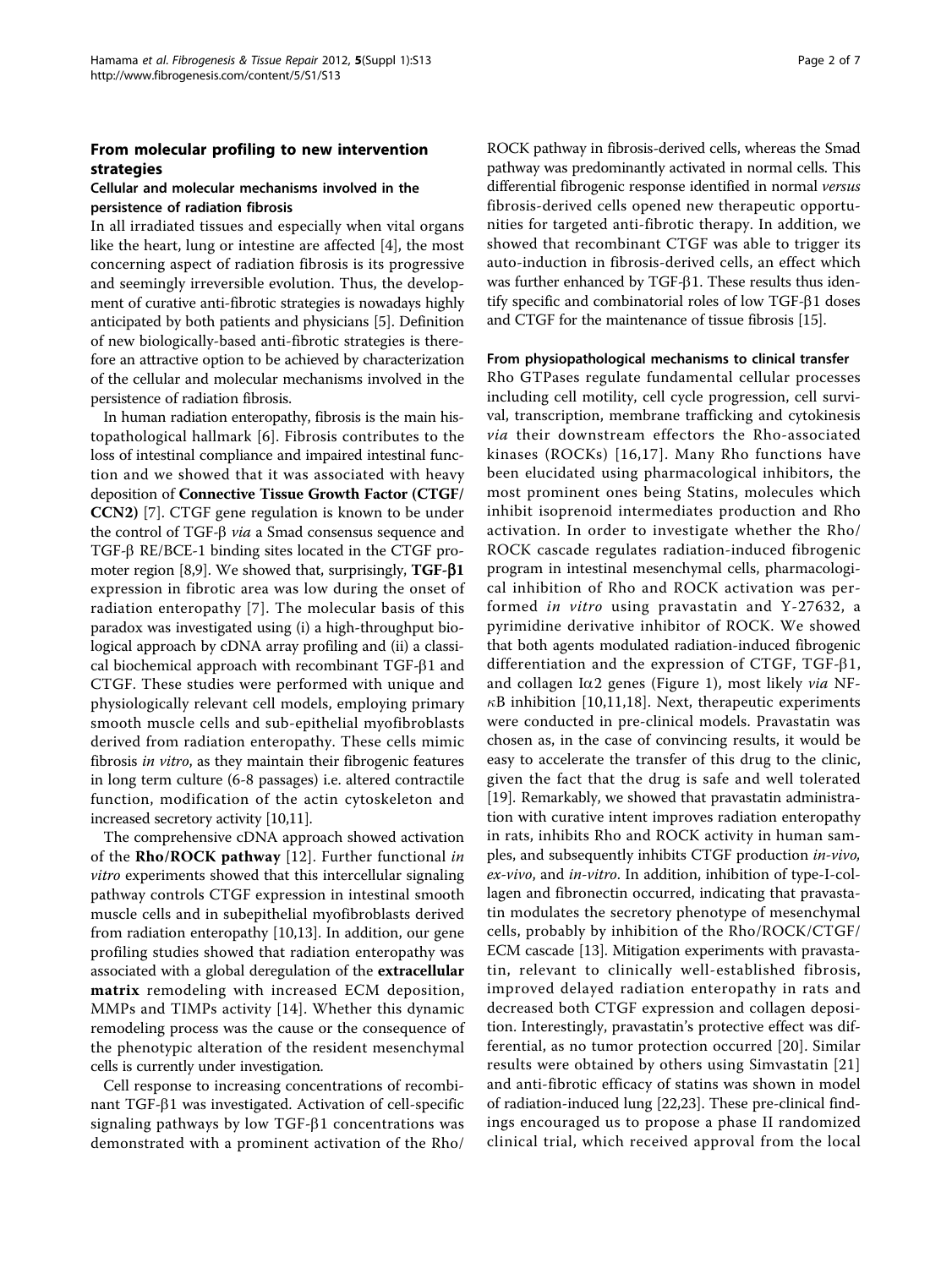## From molecular profiling to new intervention strategies

### Cellular and molecular mechanisms involved in the persistence of radiation fibrosis

In all irradiated tissues and especially when vital organs like the heart, lung or intestine are affected [4], the most concerning aspect of radiation fibrosis is its progressive and seemingly irreversible evolution. Thus, the development of curative anti-fibrotic strategies is nowadays highly anticipated by both patients and physicians [5]. Definition of new biologically-based anti-fibrotic strategies is therefore an attractive option to be achieved by characterization of the cellular and molecular mechanisms involved in the persistence of radiation fibrosis.

In human radiation enteropathy, fibrosis is the main histopathological hallmark [6]. Fibrosis contributes to the loss of intestinal compliance and impaired intestinal function and we showed that it was associated with heavy deposition of **Connective Tissue Growth Factor (CTGF/CCN2)** [7]. CTGF gene regulation is known to be under the control of TGF-β *via* a Smad consensus sequence and TGF-β RE/BCE-1 binding sites located in the CTGF promoter region [8,9]. We showed that, surprisingly, **TGF-β1** expression in fibrotic area was low during the onset of radiation enteropathy [7]. The molecular basis of this paradox was investigated using (i) a high-throughput biological approach by cDNA array profiling and (ii) a classical biochemical approach with recombinant TGF-β1 and CTGF. These studies were performed with unique and physiologically relevant cell models, employing primary smooth muscle cells and sub-epithelial myofibroblasts derived from radiation enteropathy. These cells mimic fibrosis *in vitro*, as they maintain their fibrogenic features in long term culture (6-8 passages) i.e. altered contractile function, modification of the actin cytoskeleton and increased secretory activity [10,11].

The comprehensive cDNA approach showed activation of the **Rho/ROCK pathway** [12]. Further functional *in vitro* experiments showed that this intercellular signaling pathway controls CTGF expression in intestinal smooth muscle cells and in subepithelial myofibroblasts derived from radiation enteropathy [10,13]. In addition, our gene profiling studies showed that radiation enteropathy was associated with a global deregulation of the **extracellular matrix** remodeling with increased ECM deposition, MMPs and TIMPs activity [14]. Whether this dynamic remodeling process was the cause or the consequence of the phenotypic alteration of the resident mesenchymal cells is currently under investigation.

Cell response to increasing concentrations of recombinant TGF-β1 was investigated. Activation of cell-specific signaling pathways by low TGF-β1 concentrations was demonstrated with a prominent activation of the Rho/ROCK pathway in fibrosis-derived cells, whereas the Smad pathway was predominantly activated in normal cells. This differential fibrogenic response identified in normal *versus* fibrosis-derived cells opened new therapeutic opportunities for targeted anti-fibrotic therapy. In addition, we showed that recombinant CTGF was able to trigger its auto-induction in fibrosis-derived cells, an effect which was further enhanced by TGF-β1. These results thus identify specific and combinatorial roles of low TGF-β1 doses and CTGF for the maintenance of tissue fibrosis [15].

### From physiopathological mechanisms to clinical transfer

Rho GTPases regulate fundamental cellular processes including cell motility, cell cycle progression, cell survival, transcription, membrane trafficking and cytokinesis *via* their downstream effectors the Rho-associated kinases (ROCKs) [16,17]. Many Rho functions have been elucidated using pharmacological inhibitors, the most prominent ones being Statins, molecules which inhibit isoprenoid intermediates production and Rho activation. In order to investigate whether the Rho/ROCK cascade regulates radiation-induced fibrogenic program in intestinal mesenchymal cells, pharmacological inhibition of Rho and ROCK activation was performed *in vitro* using pravastatin and Y-27632, a pyrimidine derivative inhibitor of ROCK. We showed that both agents modulated radiation-induced fibrogenic differentiation and the expression of CTGF, TGF-β1, and collagen Iα2 genes (Figure 1), most likely *via* NF-κB inhibition [10,11,18]. Next, therapeutic experiments were conducted in pre-clinical models. Pravastatin was chosen as, in the case of convincing results, it would be easy to accelerate the transfer of this drug to the clinic, given the fact that the drug is safe and well tolerated [19]. Remarkably, we showed that pravastatin administration with curative intent improves radiation enteropathy in rats, inhibits Rho and ROCK activity in human samples, and subsequently inhibits CTGF production *in-vivo*, *ex-vivo*, and *in-vitro*. In addition, inhibition of type-I-collagen and fibronectin occurred, indicating that pravastatin modulates the secretory phenotype of mesenchymal cells, probably by inhibition of the Rho/ROCK/CTGF/ECM cascade [13]. Mitigation experiments with pravastatin, relevant to clinically well-established fibrosis, improved delayed radiation enteropathy in rats and decreased both CTGF expression and collagen deposition. Interestingly, pravastatin's protective effect was differential, as no tumor protection occurred [20]. Similar results were obtained by others using Simvastatin [21] and anti-fibrotic efficacy of statins was shown in model of radiation-induced lung [22,23]. These pre-clinical findings encouraged us to propose a phase II randomized clinical trial, which received approval from the local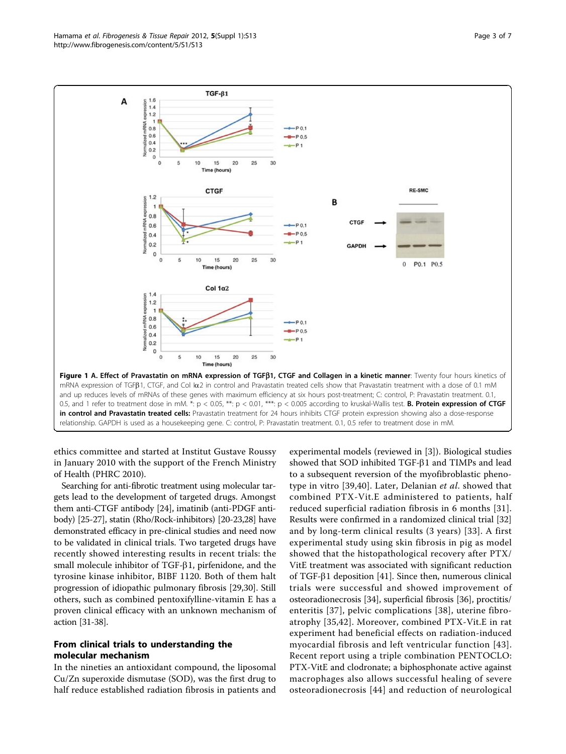**Figure 1 A. Effect of Pravastatin on mRNA expression of TGFβ1, CTGF and Collagen in a kinetic manner**: Twenty four hours kinetics of mRNA expression of TGFβ1, CTGF, and Col Iα2 in control and Pravastatin treated cells show that Pravastatin treatment with a dose of 0.1 mM and up reduces levels of mRNAs of these genes with maximum efficiency at six hours post-treatment; C: control, P: Pravastatin treatment. 0.1, 0.5, and 1 refer to treatment dose in mM. *: $p < 0.05$, **: $p < 0.01$, ***: $p < 0.005$ according to kruskal-Wallis test. **B. Protein expression of CTGF in control and Pravastatin treated cells:** Pravastatin treatment for 24 hours inhibits CTGF protein expression showing also a dose-response relationship. GAPDH is used as a housekeeping gene. C: control, P: Pravastatin treatment. 0.1, 0.5 refer to treatment dose in mM.

ethics committee and started at Institut Gustave Roussy in January 2010 with the support of the French Ministry of Health (PHRC 2010).

Searching for anti-fibrotic treatment using molecular targets lead to the development of targeted drugs. Amongst them anti-CTGF antibody [24], imatinib (anti-PDGF antibody) [25-27], statin (Rho/Rock-inhibitors) [20-23,28] have demonstrated efficacy in pre-clinical studies and need now to be validated in clinical trials. Two targeted drugs have recently showed interesting results in recent trials: the small molecule inhibitor of TGF-β1, pirfenidone, and the tyrosine kinase inhibitor, BIBF 1120. Both of them halt progression of idiopathic pulmonary fibrosis [29,30]. Still others, such as combined pentoxifylline-vitamin E has a proven clinical efficacy with an unknown mechanism of action [31-38].

## From clinical trials to understanding the molecular mechanism

In the nineties an antioxidant compound, the liposomal Cu/Zn superoxide dismutase (SOD), was the first drug to half reduce established radiation fibrosis in patients and experimental models (reviewed in [3]). Biological studies showed that SOD inhibited TGF-β1 and TIMPs and lead to a subsequent reversion of the myofibroblastic phenotype in vitro [39,40]. Later, Delanian *et al*. showed that combined PTX-Vit.E administered to patients, half reduced superficial radiation fibrosis in 6 months [31]. Results were confirmed in a randomized clinical trial [32] and by long-term clinical results (3 years) [33]. A first experimental study using skin fibrosis in pig as model showed that the histopathological recovery after PTX/VitE treatment was associated with significant reduction of TGF-β1 deposition [41]. Since then, numerous clinical trials were successful and showed improvement of osteoradionecrosis [34], superficial fibrosis [36], proctitis/enteritis [37], pelvic complications [38], uterine fibroatrophy [35,42]. Moreover, combined PTX-Vit.E in rat experiment had beneficial effects on radiation-induced myocardial fibrosis and left ventricular function [43]. Recent report using a triple combination PENTOCLO: PTX-VitE and clodronate; a biphosphonate active against macrophages also allows successful healing of severe osteoradionecrosis [44] and reduction of neurological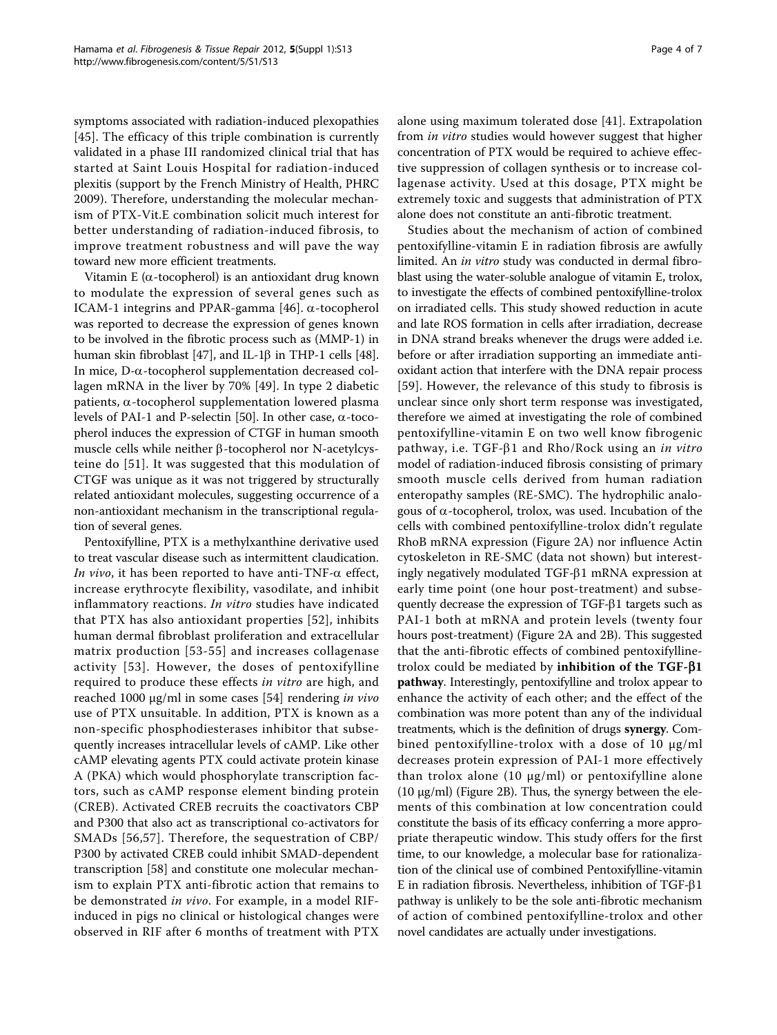symptoms associated with radiation-induced plexopathies [45]. The efficacy of this triple combination is currently validated in a phase III randomized clinical trial that has started at Saint Louis Hospital for radiation-induced plexitis (support by the French Ministry of Health, PHRC 2009). Therefore, understanding the molecular mechanism of PTX-Vit.E combination solicit much interest for better understanding of radiation-induced fibrosis, to improve treatment robustness and will pave the way toward new more efficient treatments.

Vitamin E ($\alpha$-tocopherol) is an antioxidant drug known to modulate the expression of several genes such as ICAM-1 integrins and PPAR-gamma [46]. $\alpha$-tocopherol was reported to decrease the expression of genes known to be involved in the fibrotic process such as (MMP-1) in human skin fibroblast [47], and IL-1$\beta$ in THP-1 cells [48]. In mice, D-$\alpha$-tocopherol supplementation decreased collagen mRNA in the liver by 70% [49]. In type 2 diabetic patients, $\alpha$-tocopherol supplementation lowered plasma levels of PAI-1 and P-selectin [50]. In other case, $\alpha$-tocopherol induces the expression of CTGF in human smooth muscle cells while neither $\beta$-tocopherol nor N-acetylcysteine do [51]. It was suggested that this modulation of CTGF was unique as it was not triggered by structurally related antioxidant molecules, suggesting occurrence of a non-antioxidant mechanism in the transcriptional regulation of several genes.

Pentoxifylline, PTX is a methylxanthine derivative used to treat vascular disease such as intermittent claudication. *In vivo*, it has been reported to have anti-TNF-$\alpha$ effect, increase erythrocyte flexibility, vasodilate, and inhibit inflammatory reactions. *In vitro* studies have indicated that PTX has also antioxidant properties [52], inhibits human dermal fibroblast proliferation and extracellular matrix production [53-55] and increases collagenase activity [53]. However, the doses of pentoxifylline required to produce these effects *in vitro* are high, and reached 1000 µg/ml in some cases [54] rendering *in vivo* use of PTX unsuitable. In addition, PTX is known as a non-specific phosphodiesterases inhibitor that subsequently increases intracellular levels of cAMP. Like other cAMP elevating agents PTX could activate protein kinase A (PKA) which would phosphorylate transcription factors, such as cAMP response element binding protein (CREB). Activated CREB recruits the coactivators CBP and P300 that also act as transcriptional co-activators for SMADs [56,57]. Therefore, the sequestration of CBP/P300 by activated CREB could inhibit SMAD-dependent transcription [58] and constitute one molecular mechanism to explain PTX anti-fibrotic action that remains to be demonstrated *in vivo*. For example, in a model RIF-induced in pigs no clinical or histological changes were observed in RIF after 6 months of treatment with PTX alone using maximum tolerated dose [41]. Extrapolation from *in vitro* studies would however suggest that higher concentration of PTX would be required to achieve effective suppression of collagen synthesis or to increase collagenase activity. Used at this dosage, PTX might be extremely toxic and suggests that administration of PTX alone does not constitute an anti-fibrotic treatment.

Studies about the mechanism of action of combined pentoxifylline-vitamin E in radiation fibrosis are awfully limited. An *in vitro* study was conducted in dermal fibroblast using the water-soluble analogue of vitamin E, trolox, to investigate the effects of combined pentoxifylline-trolox on irradiated cells. This study showed reduction in acute and late ROS formation in cells after irradiation, decrease in DNA strand breaks whenever the drugs were added i.e. before or after irradiation supporting an immediate antioxidant action that interfere with the DNA repair process [59]. However, the relevance of this study to fibrosis is unclear since only short term response was investigated, therefore we aimed at investigating the role of combined pentoxifylline-vitamin E on two well know fibrogenic pathway, i.e. TGF-$\beta$1 and Rho/Rock using an *in vitro* model of radiation-induced fibrosis consisting of primary smooth muscle cells derived from human radiation enteropathy samples (RE-SMC). The hydrophilic analogous of $\alpha$-tocopherol, trolox, was used. Incubation of the cells with combined pentoxifylline-trolox didn't regulate RhoB mRNA expression (Figure 2A) nor influence Actin cytoskeleton in RE-SMC (data not shown) but interestingly negatively modulated TGF-$\beta$1 mRNA expression at early time point (one hour post-treatment) and subsequently decrease the expression of TGF-$\beta$1 targets such as PAI-1 both at mRNA and protein levels (twenty four hours post-treatment) (Figure 2A and 2B). This suggested that the anti-fibrotic effects of combined pentoxifylline-trolox could be mediated by **inhibition of the TGF-$\beta$1 pathway**. Interestingly, pentoxifylline and trolox appear to enhance the activity of each other; and the effect of the combination was more potent than any of the individual treatments, which is the definition of drugs **synergy**. Combined pentoxifylline-trolox with a dose of 10 µg/ml decreases protein expression of PAI-1 more effectively than trolox alone (10 µg/ml) or pentoxifylline alone (10 µg/ml) (Figure 2B). Thus, the synergy between the elements of this combination at low concentration could constitute the basis of its efficacy conferring a more appropriate therapeutic window. This study offers for the first time, to our knowledge, a molecular base for rationalization of the clinical use of combined Pentoxifylline-vitamin E in radiation fibrosis. Nevertheless, inhibition of TGF-$\beta$1 pathway is unlikely to be the sole anti-fibrotic mechanism of action of combined pentoxifylline-trolox and other novel candidates are actually under investigations.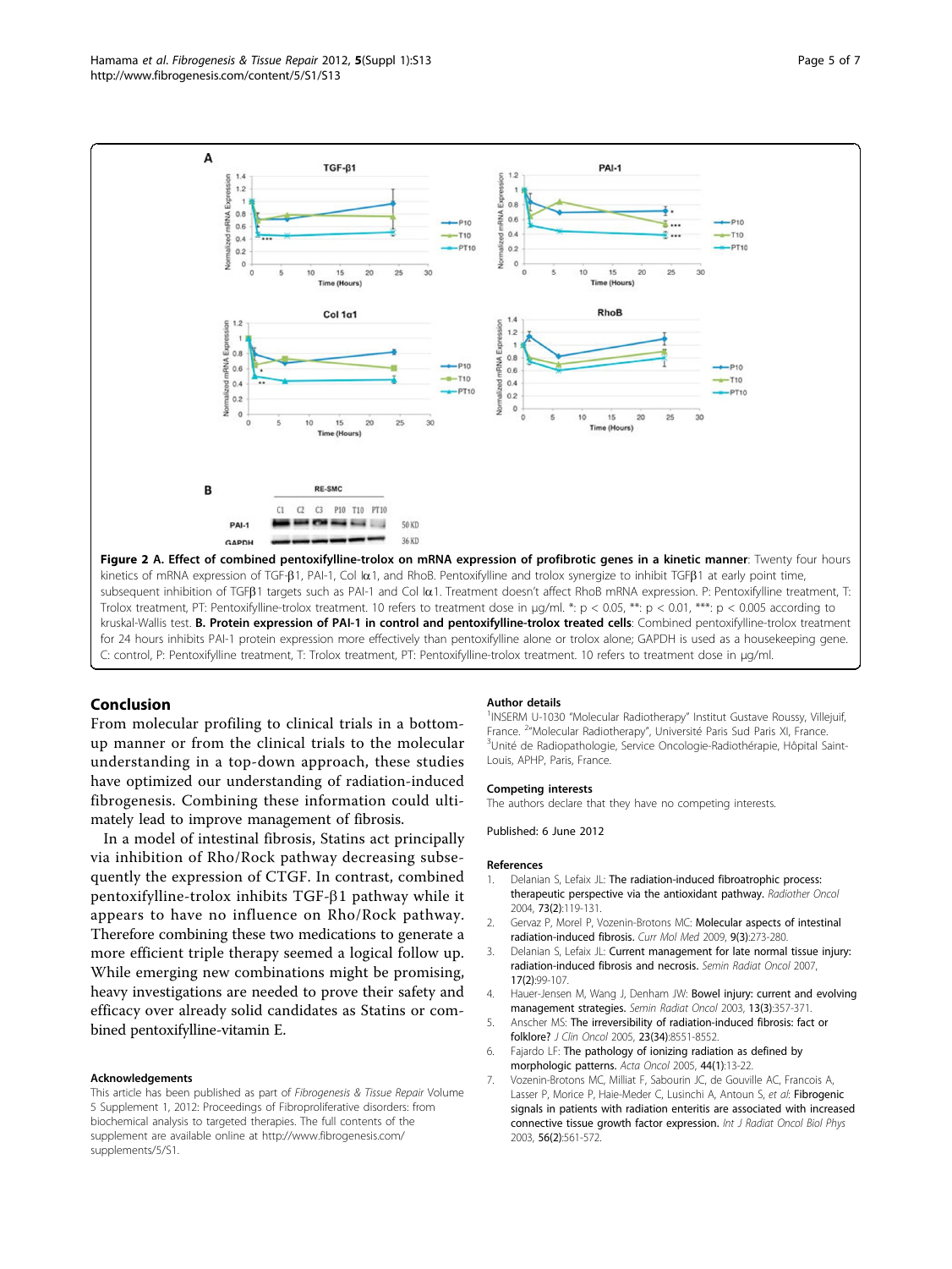**Figure 2 A. Effect of combined pentoxifylline-trolox on mRNA expression of profibrotic genes in a kinetic manner**: Twenty four hours kinetics of mRNA expression of TGF-β1, PAI-1, Col Iα1, and RhoB. Pentoxifylline and trolox synergize to inhibit TGFβ1 at early point time, subsequent inhibition of TGFβ1 targets such as PAI-1 and Col Iα1. Treatment doesn't affect RhoB mRNA expression. P: Pentoxifylline treatment, T: Trolox treatment, PT: Pentoxifylline-trolox treatment. 10 refers to treatment dose in μg/ml. *: $p < 0.05$, **: $p < 0.01$, ***: $p < 0.005$ according to kruskal-Wallis test. **B. Protein expression of PAI-1 in control and pentoxifylline-trolox treated cells**: Combined pentoxifylline-trolox treatment for 24 hours inhibits PAI-1 protein expression more effectively than pentoxifylline alone or trolox alone; GAPDH is used as a housekeeping gene. C: control, P: Pentoxifylline treatment, T: Trolox treatment, PT: Pentoxifylline-trolox treatment. 10 refers to treatment dose in μg/ml.

## Conclusion

From molecular profiling to clinical trials in a bottom-up manner or from the clinical trials to the molecular understanding in a top-down approach, these studies have optimized our understanding of radiation-induced fibrogenesis. Combining these information could ultimately lead to improve management of fibrosis.

In a model of intestinal fibrosis, Statins act principally via inhibition of Rho/Rock pathway decreasing subsequently the expression of CTGF. In contrast, combined pentoxifylline-trolox inhibits TGF-β1 pathway while it appears to have no influence on Rho/Rock pathway. Therefore combining these two medications to generate a more efficient triple therapy seemed a logical follow up. While emerging new combinations might be promising, heavy investigations are needed to prove their safety and efficacy over already solid candidates as Statins or combined pentoxifylline-vitamin E.

### Acknowledgements

This article has been published as part of *Fibrogenesis & Tissue Repair* Volume 5 Supplement 1, 2012: Proceedings of Fibroproliferative disorders: from biochemical analysis to targeted therapies. The full contents of the supplement are available online at http://www.fibrogenesis.com/supplements/5/S1.

### Author details

[1]INSERM U-1030 "Molecular Radiotherapy" Institut Gustave Roussy, Villejuif, France. [2]"Molecular Radiotherapy", Université Paris Sud Paris XI, France. [3]Unité de Radiopathologie, Service Oncologie-Radiothérapie, Hôpital Saint-Louis, APHP, Paris, France.

### Competing interests

The authors declare that they have no competing interests.

Published: 6 June 2012

### References

1. Delanian S, Lefaix JL: **The radiation-induced fibroatrophic process: therapeutic perspective via the antioxidant pathway.** *Radiother Oncol* 2004, **73(2)**:119-131.
2. Gervaz P, Morel P, Vozenin-Brotons MC: **Molecular aspects of intestinal radiation-induced fibrosis.** *Curr Mol Med* 2009, **9(3)**:273-280.
3. Delanian S, Lefaix JL: **Current management for late normal tissue injury: radiation-induced fibrosis and necrosis.** *Semin Radiat Oncol* 2007, **17(2)**:99-107.
4. Hauer-Jensen M, Wang J, Denham JW: **Bowel injury: current and evolving management strategies.** *Semin Radiat Oncol* 2003, **13(3)**:357-371.
5. Anscher MS: **The irreversibility of radiation-induced fibrosis: fact or folklore?** *J Clin Oncol* 2005, **23(34)**:8551-8552.
6. Fajardo LF: **The pathology of ionizing radiation as defined by morphologic patterns.** *Acta Oncol* 2005, **44(1)**:13-22.
7. Vozenin-Brotons MC, Milliat F, Sabourin JC, de Gouville AC, Francois A, Lasser P, Morice P, Haie-Meder C, Lusinchi A, Antoun S, *et al*: **Fibrogenic signals in patients with radiation enteritis are associated with increased connective tissue growth factor expression.** *Int J Radiat Oncol Biol Phys* 2003, **56(2)**:561-572.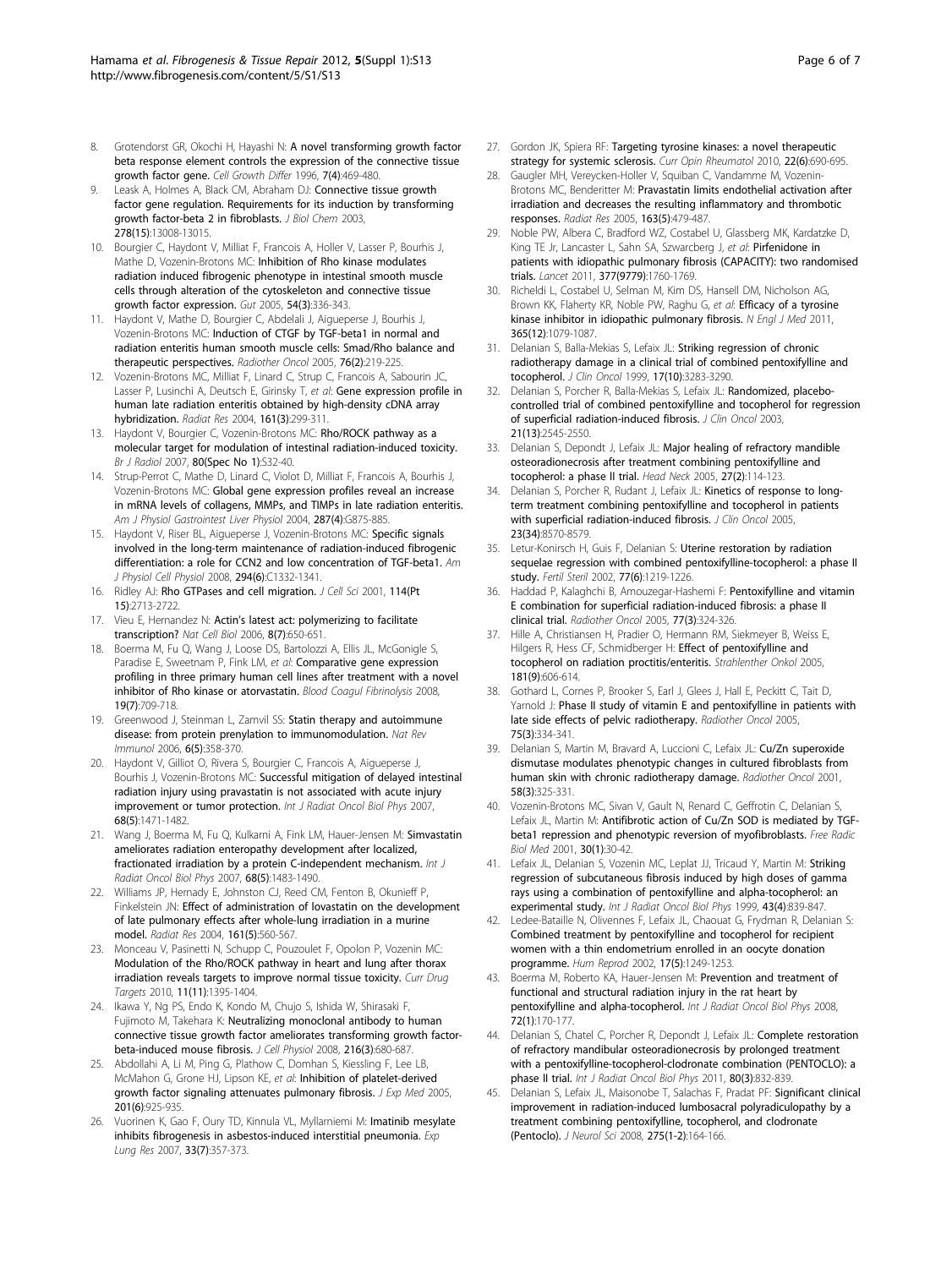8. Grotendorst GR, Okochi H, Hayashi N: A novel transforming growth factor beta response element controls the expression of the connective tissue growth factor gene. *Cell Growth Differ* 1996, 7(4):469-480.
9. Leask A, Holmes A, Black CM, Abraham DJ: Connective tissue growth factor gene regulation. Requirements for its induction by transforming growth factor-beta 2 in fibroblasts. *J Biol Chem* 2003, 278(15):13008-13015.
10. Bourgier C, Haydont V, Milliat F, Francois A, Holler V, Lasser P, Bourhis J, Mathe D, Vozenin-Brotons MC: Inhibition of Rho kinase modulates radiation induced fibrogenic phenotype in intestinal smooth muscle cells through alteration of the cytoskeleton and connective tissue growth factor expression. *Gut* 2005, 54(3):336-343.
11. Haydont V, Mathe D, Bourgier C, Abdelali J, Aigueperse J, Bourhis J, Vozenin-Brotons MC: Induction of CTGF by TGF-beta1 in normal and radiation enteritis human smooth muscle cells: Smad/Rho balance and therapeutic perspectives. *Radiother Oncol* 2005, 76(2):219-225.
12. Vozenin-Brotons MC, Milliat F, Linard C, Strup C, Francois A, Sabourin JC, Lasser P, Lusinchi A, Deutsch E, Girinsky T, *et al*: Gene expression profile in human late radiation enteritis obtained by high-density cDNA array hybridization. *Radiat Res* 2004, 161(3):299-311.
13. Haydont V, Bourgier C, Vozenin-Brotons MC: Rho/ROCK pathway as a molecular target for modulation of intestinal radiation-induced toxicity. *Br J Radiol* 2007, 80(Spec No 1):S32-40.
14. Strup-Perrot C, Mathe D, Linard C, Violot D, Milliat F, Francois A, Bourhis J, Vozenin-Brotons MC: Global gene expression profiles reveal an increase in mRNA levels of collagens, MMPs, and TIMPs in late radiation enteritis. *Am J Physiol Gastrointest Liver Physiol* 2004, 287(4):G875-885.
15. Haydont V, Riser BL, Aigueperse J, Vozenin-Brotons MC: Specific signals involved in the long-term maintenance of radiation-induced fibrogenic differentiation: a role for CCN2 and low concentration of TGF-beta1. *Am J Physiol Cell Physiol* 2008, 294(6):C1332-1341.
16. Ridley AJ: Rho GTPases and cell migration. *J Cell Sci* 2001, 114(Pt 15):2713-2722.
17. Vieu E, Hernandez N: Actin's latest act: polymerizing to facilitate transcription? *Nat Cell Biol* 2006, 8(7):650-651.
18. Boerma M, Fu Q, Wang J, Loose DS, Bartolozzi A, Ellis JL, McGonigle S, Paradise E, Sweetnam P, Fink LM, *et al*: Comparative gene expression profiling in three primary human cell lines after treatment with a novel inhibitor of Rho kinase or atorvastatin. *Blood Coagul Fibrinolysis* 2008, 19(7):709-718.
19. Greenwood J, Steinman L, Zamvil SS: Statin therapy and autoimmune disease: from protein prenylation to immunomodulation. *Nat Rev Immunol* 2006, 6(5):358-370.
20. Haydont V, Gilliot O, Rivera S, Bourgier C, Francois A, Aigueperse J, Bourhis J, Vozenin-Brotons MC: Successful mitigation of delayed intestinal radiation injury using pravastatin is not associated with acute injury improvement or tumor protection. *Int J Radiat Oncol Biol Phys* 2007, 68(5):1471-1482.
21. Wang J, Boerma M, Fu Q, Kulkarni A, Fink LM, Hauer-Jensen M: Simvastatin ameliorates radiation enteropathy development after localized, fractionated irradiation by a protein C-independent mechanism. *Int J Radiat Oncol Biol Phys* 2007, 68(5):1483-1490.
22. Williams JP, Hernady E, Johnston CJ, Reed CM, Fenton B, Okunieff P, Finkelstein JN: Effect of administration of lovastatin on the development of late pulmonary effects after whole-lung irradiation in a murine model. *Radiat Res* 2004, 161(5):560-567.
23. Monceau V, Pasinetti N, Schupp C, Pouzoulet F, Opolon P, Vozenin MC: Modulation of the Rho/ROCK pathway in heart and lung after thorax irradiation reveals targets to improve normal tissue toxicity. *Curr Drug Targets* 2010, 11(11):1395-1404.
24. Ikawa Y, Ng PS, Endo K, Kondo M, Chujo S, Ishida W, Shirasaki F, Fujimoto M, Takehara K: Neutralizing monoclonal antibody to human connective tissue growth factor ameliorates transforming growth factor-beta-induced mouse fibrosis. *J Cell Physiol* 2008, 216(3):680-687.
25. Abdollahi A, Li M, Ping G, Plathow C, Domhan S, Kiessling F, Lee LB, McMahon G, Grone HJ, Lipson KE, *et al*: Inhibition of platelet-derived growth factor signaling attenuates pulmonary fibrosis. *J Exp Med* 2005, 201(6):925-935.
26. Vuorinen K, Gao F, Oury TD, Kinnula VL, Myllarniemi M: Imatinib mesylate inhibits fibrogenesis in asbestos-induced interstitial pneumonia. *Exp Lung Res* 2007, 33(7):357-373.
27. Gordon JK, Spiera RF: Targeting tyrosine kinases: a novel therapeutic strategy for systemic sclerosis. *Curr Opin Rheumatol* 2010, 22(6):690-695.
28. Gaugler MH, Vereycken-Holler V, Squiban C, Vandamme M, Vozenin-Brotons MC, Benderitter M: Pravastatin limits endothelial activation after irradiation and decreases the resulting inflammatory and thrombotic responses. *Radiat Res* 2005, 163(5):479-487.
29. Noble PW, Albera C, Bradford WZ, Costabel U, Glassberg MK, Kardatzke D, King TE Jr, Lancaster L, Sahn SA, Szwarcberg J, *et al*: Pirfenidone in patients with idiopathic pulmonary fibrosis (CAPACITY): two randomised trials. *Lancet* 2011, 377(9779):1760-1769.
30. Richeldi L, Costabel U, Selman M, Kim DS, Hansell DM, Nicholson AG, Brown KK, Flaherty KR, Noble PW, Raghu G, *et al*: Efficacy of a tyrosine kinase inhibitor in idiopathic pulmonary fibrosis. *N Engl J Med* 2011, 365(12):1079-1087.
31. Delanian S, Balla-Mekias S, Lefaix JL: Striking regression of chronic radiotherapy damage in a clinical trial of combined pentoxifylline and tocopherol. *J Clin Oncol* 1999, 17(10):3283-3290.
32. Delanian S, Porcher R, Balla-Mekias S, Lefaix JL: Randomized, placebo-controlled trial of combined pentoxifylline and tocopherol for regression of superficial radiation-induced fibrosis. *J Clin Oncol* 2003, 21(13):2545-2550.
33. Delanian S, Depondt J, Lefaix JL: Major healing of refractory mandible osteoradionecrosis after treatment combining pentoxifylline and tocopherol: a phase II trial. *Head Neck* 2005, 27(2):114-123.
34. Delanian S, Porcher R, Rudant J, Lefaix JL: Kinetics of response to long-term treatment combining pentoxifylline and tocopherol in patients with superficial radiation-induced fibrosis. *J Clin Oncol* 2005, 23(34):8570-8579.
35. Letur-Konirsch H, Guis F, Delanian S: Uterine restoration by radiation sequelae regression with combined pentoxifylline-tocopherol: a phase II study. *Fertil Steril* 2002, 77(6):1219-1226.
36. Haddad P, Kalaghchi B, Amouzegar-Hashemi F: Pentoxifylline and vitamin E combination for superficial radiation-induced fibrosis: a phase II clinical trial. *Radiother Oncol* 2005, 77(3):324-326.
37. Hille A, Christiansen H, Pradier O, Hermann RM, Siekmeyer B, Weiss E, Hilgers R, Hess CF, Schmidberger H: Effect of pentoxifylline and tocopherol on radiation proctitis/enteritis. *Strahlenther Onkol* 2005, 181(9):606-614.
38. Gothard L, Cornes P, Brooker S, Earl J, Glees J, Hall E, Peckitt C, Tait D, Yarnold J: Phase II study of vitamin E and pentoxifylline in patients with late side effects of pelvic radiotherapy. *Radiother Oncol* 2005, 75(3):334-341.
39. Delanian S, Martin M, Bravard A, Luccioni C, Lefaix JL: Cu/Zn superoxide dismutase modulates phenotypic changes in cultured fibroblasts from human skin with chronic radiotherapy damage. *Radiother Oncol* 2001, 58(3):325-331.
40. Vozenin-Brotons MC, Sivan V, Gault N, Renard C, Geffrotin C, Delanian S, Lefaix JL, Martin M: Antifibrotic action of Cu/Zn SOD is mediated by TGF-beta1 repression and phenotypic reversion of myofibroblasts. *Free Radic Biol Med* 2001, 30(1):30-42.
41. Lefaix JL, Delanian S, Vozenin MC, Leplat JJ, Tricaud Y, Martin M: Striking regression of subcutaneous fibrosis induced by high doses of gamma rays using a combination of pentoxifylline and alpha-tocopherol: an experimental study. *Int J Radiat Oncol Biol Phys* 1999, 43(4):839-847.
42. Ledee-Bataille N, Olivennes F, Lefaix JL, Chaouat G, Frydman R, Delanian S: Combined treatment by pentoxifylline and tocopherol for recipient women with a thin endometrium enrolled in an oocyte donation programme. *Hum Reprod* 2002, 17(5):1249-1253.
43. Boerma M, Roberto KA, Hauer-Jensen M: Prevention and treatment of functional and structural radiation injury in the rat heart by pentoxifylline and alpha-tocopherol. *Int J Radiat Oncol Biol Phys* 2008, 72(1):170-177.
44. Delanian S, Chatel C, Porcher R, Depondt J, Lefaix JL: Complete restoration of refractory mandibular osteoradionecrosis by prolonged treatment with a pentoxifylline-tocopherol-clodronate combination (PENTOCLO): a phase II trial. *Int J Radiat Oncol Biol Phys* 2011, 80(3):832-839.
45. Delanian S, Lefaix JL, Maisonobe T, Salachas F, Pradat PF: Significant clinical improvement in radiation-induced lumbosacral polyradiculopathy by a treatment combining pentoxifylline, tocopherol, and clodronate (Pentoclo). *J Neurol Sci* 2008, 275(1-2):164-166.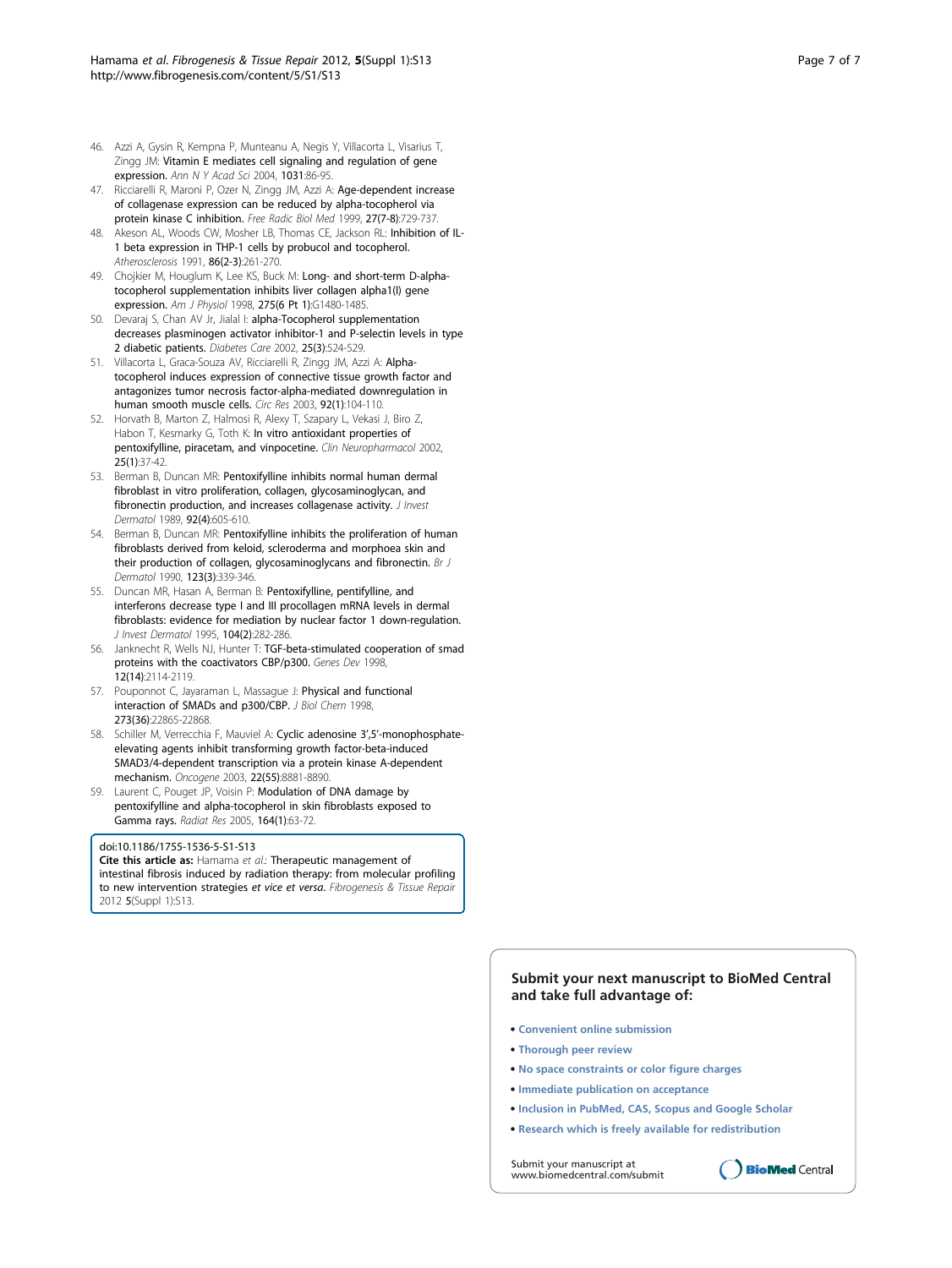46. Azzi A, Gysin R, Kempna P, Munteanu A, Negis Y, Villacorta L, Visarius T, Zingg JM: **Vitamin E mediates cell signaling and regulation of gene expression.** *Ann N Y Acad Sci* 2004, **1031**:86-95.
47. Ricciarelli R, Maroni P, Ozer N, Zingg JM, Azzi A: **Age-dependent increase of collagenase expression can be reduced by alpha-tocopherol via protein kinase C inhibition.** *Free Radic Biol Med* 1999, **27(7-8)**:729-737.
48. Akeson AL, Woods CW, Mosher LB, Thomas CE, Jackson RL: **Inhibition of IL-1 beta expression in THP-1 cells by probucol and tocopherol.** *Atherosclerosis* 1991, **86(2-3)**:261-270.
49. Chojkier M, Houglum K, Lee KS, Buck M: **Long- and short-term D-alpha-tocopherol supplementation inhibits liver collagen alpha1(I) gene expression.** *Am J Physiol* 1998, **275(6 Pt 1)**:G1480-1485.
50. Devaraj S, Chan AV Jr, Jialal I: **alpha-Tocopherol supplementation decreases plasminogen activator inhibitor-1 and P-selectin levels in type 2 diabetic patients.** *Diabetes Care* 2002, **25(3)**:524-529.
51. Villacorta L, Graca-Souza AV, Ricciarelli R, Zingg JM, Azzi A: **Alpha-tocopherol induces expression of connective tissue growth factor and antagonizes tumor necrosis factor-alpha-mediated downregulation in human smooth muscle cells.** *Circ Res* 2003, **92(1)**:104-110.
52. Horvath B, Marton Z, Halmosi R, Alexy T, Szapary L, Vekasi J, Biro Z, Habon T, Kesmarky G, Toth K: **In vitro antioxidant properties of pentoxifylline, piracetam, and vinpocetine.** *Clin Neuropharmacol* 2002, **25(1)**:37-42.
53. Berman B, Duncan MR: **Pentoxifylline inhibits normal human dermal fibroblast in vitro proliferation, collagen, glycosaminoglycan, and fibronectin production, and increases collagenase activity.** *J Invest Dermatol* 1989, **92(4)**:605-610.
54. Berman B, Duncan MR: **Pentoxifylline inhibits the proliferation of human fibroblasts derived from keloid, scleroderma and morphoea skin and their production of collagen, glycosaminoglycans and fibronectin.** *Br J Dermatol* 1990, **123(3)**:339-346.
55. Duncan MR, Hasan A, Berman B: **Pentoxifylline, pentifylline, and interferons decrease type I and III procollagen mRNA levels in dermal fibroblasts: evidence for mediation by nuclear factor 1 down-regulation.** *J Invest Dermatol* 1995, **104(2)**:282-286.
56. Janknecht R, Wells NJ, Hunter T: **TGF-beta-stimulated cooperation of smad proteins with the coactivators CBP/p300.** *Genes Dev* 1998, **12(14)**:2114-2119.
57. Pouponnot C, Jayaraman L, Massague J: **Physical and functional interaction of SMADs and p300/CBP.** *J Biol Chem* 1998, **273(36)**:22865-22868.
58. Schiller M, Verrecchia F, Mauviel A: **Cyclic adenosine 3',5'-monophosphate-elevating agents inhibit transforming growth factor-beta-induced SMAD3/4-dependent transcription via a protein kinase A-dependent mechanism.** *Oncogene* 2003, **22(55)**:8881-8890.
59. Laurent C, Pouget JP, Voisin P: **Modulation of DNA damage by pentoxifylline and alpha-tocopherol in skin fibroblasts exposed to Gamma rays.** *Radiat Res* 2005, **164(1)**:63-72.

doi:10.1186/1755-1536-5-S1-S13

**Cite this article as:** Hamama *et al.*: Therapeutic management of intestinal fibrosis induced by radiation therapy: from molecular profiling to new intervention strategies *et vice et versa*. *Fibrogenesis & Tissue Repair* 2012 **5**(Suppl 1):S13.

**Submit your next manuscript to BioMed Central and take full advantage of:**

- **Convenient online submission**
- **Thorough peer review**
- **No space constraints or color figure charges**
- **Immediate publication on acceptance**
- **Inclusion in PubMed, CAS, Scopus and Google Scholar**
- **Research which is freely available for redistribution**

Submit your manuscript at
www.biomedcentral.com/submit

BioMed Central